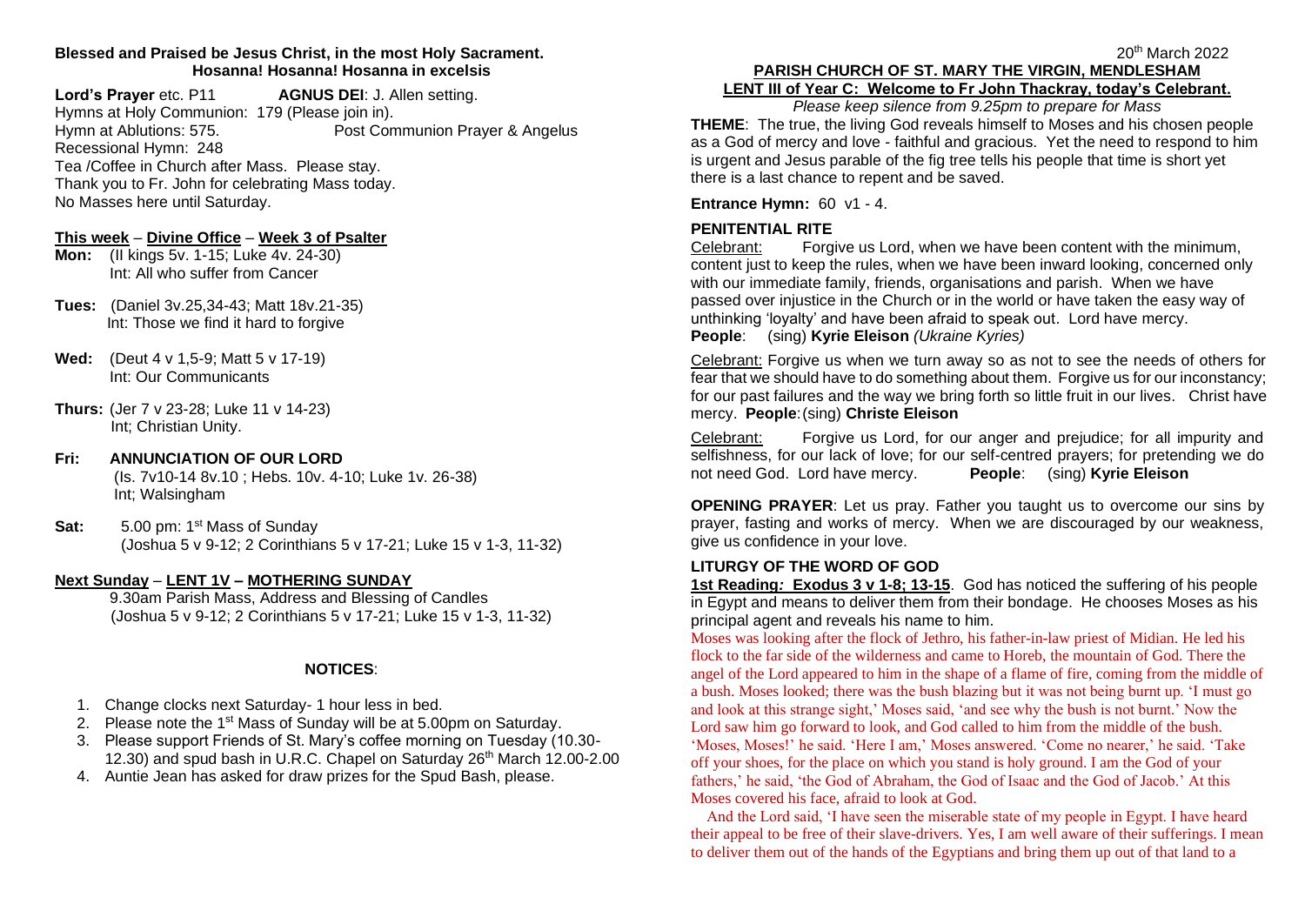**Blessed and Praised be Jesus Christ, in the most Holy Sacrament.**
**Hosanna! Hosanna! Hosanna in excelsis**

**Lord's Prayer** etc. P11 **AGNUS DEI**: J. Allen setting.
Hymns at Holy Communion: 179 (Please join in).
Hymn at Ablutions: 575. Post Communion Prayer & Angelus
Recessional Hymn: 248
Tea /Coffee in Church after Mass. Please stay.
Thank you to Fr. John for celebrating Mass today.
No Masses here until Saturday.

**This week – Divine Office – Week 3 of Psalter**

- **Mon:** (II kings 5v. 1-15; Luke 4v. 24-30)
  Int: All who suffer from Cancer
- **Tues:** (Daniel 3v.25,34-43; Matt 18v.21-35)
  Int: Those we find it hard to forgive
- **Wed:** (Deut 4 v 1,5-9; Matt 5 v 17-19)
  Int: Our Communicants
- **Thurs:** (Jer 7 v 23-28; Luke 11 v 14-23)
  Int; Christian Unity.
- **Fri: ANNUNCIATION OF OUR LORD**
  (Is. 7v10-14 8v.10 ; Hebs. 10v. 4-10; Luke 1v. 26-38)
  Int; Walsingham
- **Sat:** 5.00 pm: 1st Mass of Sunday
  (Joshua 5 v 9-12; 2 Corinthians 5 v 17-21; Luke 15 v 1-3, 11-32)

**Next Sunday – LENT 1V – MOTHERING SUNDAY**
9.30am Parish Mass, Address and Blessing of Candles
(Joshua 5 v 9-12; 2 Corinthians 5 v 17-21; Luke 15 v 1-3, 11-32)

**NOTICES**:

1. Change clocks next Saturday- 1 hour less in bed.
2. Please note the 1st Mass of Sunday will be at 5.00pm on Saturday.
3. Please support Friends of St. Mary's coffee morning on Tuesday (10.30-12.30) and spud bash in U.R.C. Chapel on Saturday 26th March 12.00-2.00
4. Auntie Jean has asked for draw prizes for the Spud Bash, please.

20th March 2022

**PARISH CHURCH OF ST. MARY THE VIRGIN, MENDLESHAM**
**LENT III of Year C: Welcome to Fr John Thackray, today's Celebrant.**

*Please keep silence from 9.25pm to prepare for Mass*

**THEME**: The true, the living God reveals himself to Moses and his chosen people as a God of mercy and love - faithful and gracious. Yet the need to respond to him is urgent and Jesus parable of the fig tree tells his people that time is short yet there is a last chance to repent and be saved.

**Entrance Hymn:** 60 v1 - 4.

**PENITENTIAL RITE**

Celebrant: Forgive us Lord, when we have been content with the minimum, content just to keep the rules, when we have been inward looking, concerned only with our immediate family, friends, organisations and parish. When we have passed over injustice in the Church or in the world or have taken the easy way of unthinking 'loyalty' and have been afraid to speak out. Lord have mercy.
**People**: (sing) **Kyrie Eleison** *(Ukraine Kyries)*

Celebrant: Forgive us when we turn away so as not to see the needs of others for fear that we should have to do something about them. Forgive us for our inconstancy; for our past failures and the way we bring forth so little fruit in our lives. Christ have mercy. **People**: (sing) **Christe Eleison**

Celebrant: Forgive us Lord, for our anger and prejudice; for all impurity and selfishness, for our lack of love; for our self-centred prayers; for pretending we do not need God. Lord have mercy. **People**: (sing) **Kyrie Eleison**

**OPENING PRAYER**: Let us pray. Father you taught us to overcome our sins by prayer, fasting and works of mercy. When we are discouraged by our weakness, give us confidence in your love.

**LITURGY OF THE WORD OF GOD**

**1st Reading: Exodus 3 v 1-8; 13-15**. God has noticed the suffering of his people in Egypt and means to deliver them from their bondage. He chooses Moses as his principal agent and reveals his name to him.

Moses was looking after the flock of Jethro, his father-in-law priest of Midian. He led his flock to the far side of the wilderness and came to Horeb, the mountain of God. There the angel of the Lord appeared to him in the shape of a flame of fire, coming from the middle of a bush. Moses looked; there was the bush blazing but it was not being burnt up. 'I must go and look at this strange sight,' Moses said, 'and see why the bush is not burnt.' Now the Lord saw him go forward to look, and God called to him from the middle of the bush. 'Moses, Moses!' he said. 'Here I am,' Moses answered. 'Come no nearer,' he said. 'Take off your shoes, for the place on which you stand is holy ground. I am the God of your fathers,' he said, 'the God of Abraham, the God of Isaac and the God of Jacob.' At this Moses covered his face, afraid to look at God.

And the Lord said, 'I have seen the miserable state of my people in Egypt. I have heard their appeal to be free of their slave-drivers. Yes, I am well aware of their sufferings. I mean to deliver them out of the hands of the Egyptians and bring them up out of that land to a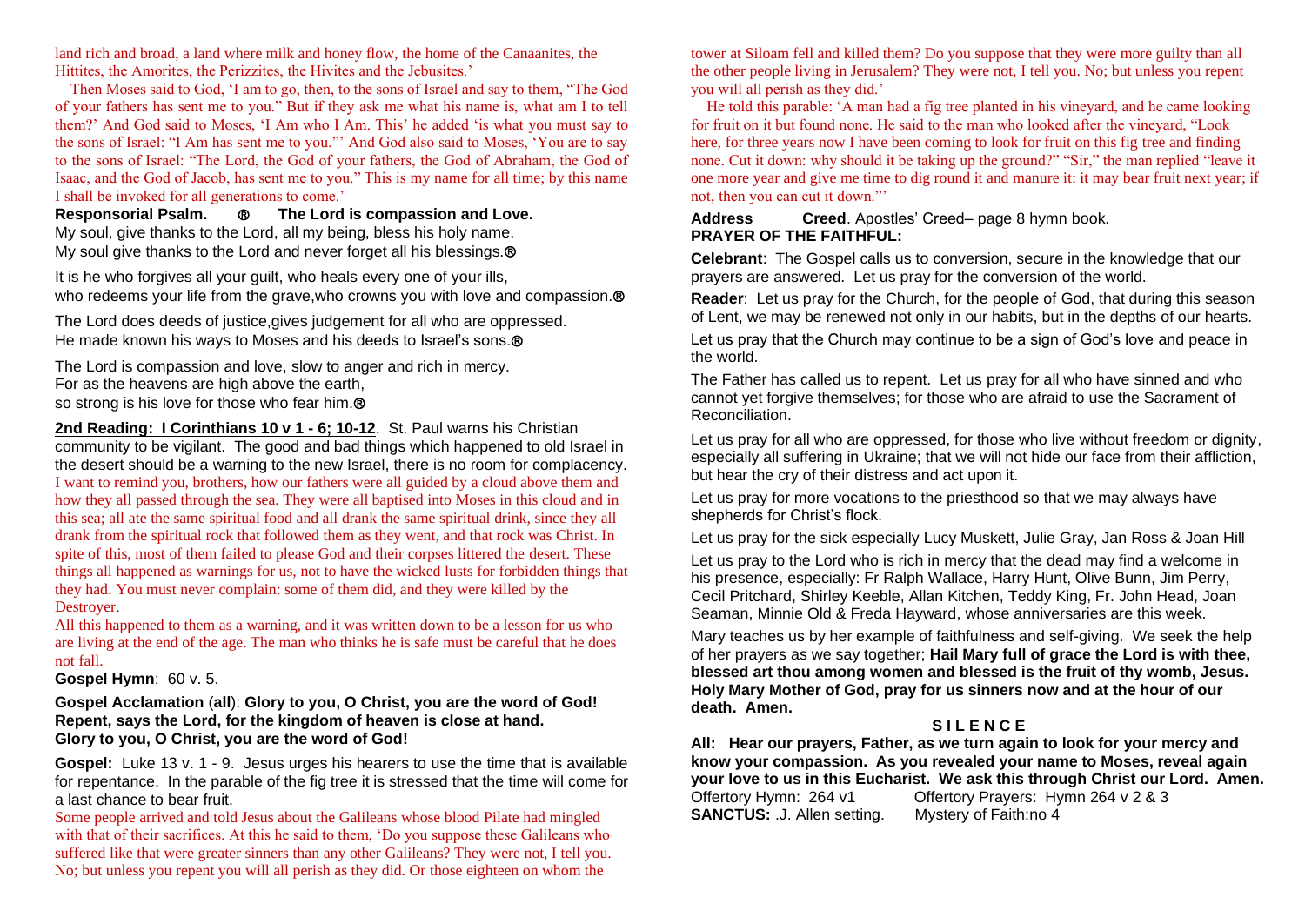land rich and broad, a land where milk and honey flow, the home of the Canaanites, the Hittites, the Amorites, the Perizzites, the Hivites and the Jebusites.'

Then Moses said to God, 'I am to go, then, to the sons of Israel and say to them, "The God of your fathers has sent me to you." But if they ask me what his name is, what am I to tell them?' And God said to Moses, 'I Am who I Am. This' he added 'is what you must say to the sons of Israel: "I Am has sent me to you."' And God also said to Moses, 'You are to say to the sons of Israel: "The Lord, the God of your fathers, the God of Abraham, the God of Isaac, and the God of Jacob, has sent me to you." This is my name for all time; by this name I shall be invoked for all generations to come.'

**Responsorial Psalm. ® The Lord is compassion and Love.**

My soul, give thanks to the Lord, all my being, bless his holy name.
My soul give thanks to the Lord and never forget all his blessings.®

It is he who forgives all your guilt, who heals every one of your ills,
who redeems your life from the grave,who crowns you with love and compassion.®

The Lord does deeds of justice,gives judgement for all who are oppressed.
He made known his ways to Moses and his deeds to Israel's sons.®

The Lord is compassion and love, slow to anger and rich in mercy.
For as the heavens are high above the earth,
so strong is his love for those who fear him.®

**2nd Reading: I Corinthians 10 v 1 - 6; 10-12**. St. Paul warns his Christian community to be vigilant. The good and bad things which happened to old Israel in the desert should be a warning to the new Israel, there is no room for complacency.

I want to remind you, brothers, how our fathers were all guided by a cloud above them and how they all passed through the sea. They were all baptised into Moses in this cloud and in this sea; all ate the same spiritual food and all drank the same spiritual drink, since they all drank from the spiritual rock that followed them as they went, and that rock was Christ. In spite of this, most of them failed to please God and their corpses littered the desert. These things all happened as warnings for us, not to have the wicked lusts for forbidden things that they had. You must never complain: some of them did, and they were killed by the Destroyer.

All this happened to them as a warning, and it was written down to be a lesson for us who are living at the end of the age. The man who thinks he is safe must be careful that he does not fall.

**Gospel Hymn**: 60 v. 5.

**Gospel Acclamation** (**all**): **Glory to you, O Christ, you are the word of God! Repent, says the Lord, for the kingdom of heaven is close at hand. Glory to you, O Christ, you are the word of God!**

**Gospel:** Luke 13 v. 1 - 9. Jesus urges his hearers to use the time that is available for repentance. In the parable of the fig tree it is stressed that the time will come for a last chance to bear fruit.

Some people arrived and told Jesus about the Galileans whose blood Pilate had mingled with that of their sacrifices. At this he said to them, 'Do you suppose these Galileans who suffered like that were greater sinners than any other Galileans? They were not, I tell you. No; but unless you repent you will all perish as they did. Or those eighteen on whom the tower at Siloam fell and killed them? Do you suppose that they were more guilty than all the other people living in Jerusalem? They were not, I tell you. No; but unless you repent you will all perish as they did.'

He told this parable: 'A man had a fig tree planted in his vineyard, and he came looking for fruit on it but found none. He said to the man who looked after the vineyard, "Look here, for three years now I have been coming to look for fruit on this fig tree and finding none. Cut it down: why should it be taking up the ground?" "Sir," the man replied "leave it one more year and give me time to dig round it and manure it: it may bear fruit next year; if not, then you can cut it down."'

**Address** **Creed**. Apostles' Creed– page 8 hymn book.

**PRAYER OF THE FAITHFUL:**

**Celebrant**: The Gospel calls us to conversion, secure in the knowledge that our prayers are answered. Let us pray for the conversion of the world.

**Reader**: Let us pray for the Church, for the people of God, that during this season of Lent, we may be renewed not only in our habits, but in the depths of our hearts.

Let us pray that the Church may continue to be a sign of God's love and peace in the world.

The Father has called us to repent. Let us pray for all who have sinned and who cannot yet forgive themselves; for those who are afraid to use the Sacrament of Reconciliation.

Let us pray for all who are oppressed, for those who live without freedom or dignity, especially all suffering in Ukraine; that we will not hide our face from their affliction, but hear the cry of their distress and act upon it.

Let us pray for more vocations to the priesthood so that we may always have shepherds for Christ's flock.

Let us pray for the sick especially Lucy Muskett, Julie Gray, Jan Ross & Joan Hill

Let us pray to the Lord who is rich in mercy that the dead may find a welcome in his presence, especially: Fr Ralph Wallace, Harry Hunt, Olive Bunn, Jim Perry, Cecil Pritchard, Shirley Keeble, Allan Kitchen, Teddy King, Fr. John Head, Joan Seaman, Minnie Old & Freda Hayward, whose anniversaries are this week.

Mary teaches us by her example of faithfulness and self-giving. We seek the help of her prayers as we say together; **Hail Mary full of grace the Lord is with thee, blessed art thou among women and blessed is the fruit of thy womb, Jesus. Holy Mary Mother of God, pray for us sinners now and at the hour of our death. Amen.**

**S I L E N C E**

**All: Hear our prayers, Father, as we turn again to look for your mercy and know your compassion. As you revealed your name to Moses, reveal again your love to us in this Eucharist. We ask this through Christ our Lord. Amen.**

Offertory Hymn: 264 v1 Offertory Prayers: Hymn 264 v 2 & 3

**SANCTUS:** .J. Allen setting. Mystery of Faith:no 4